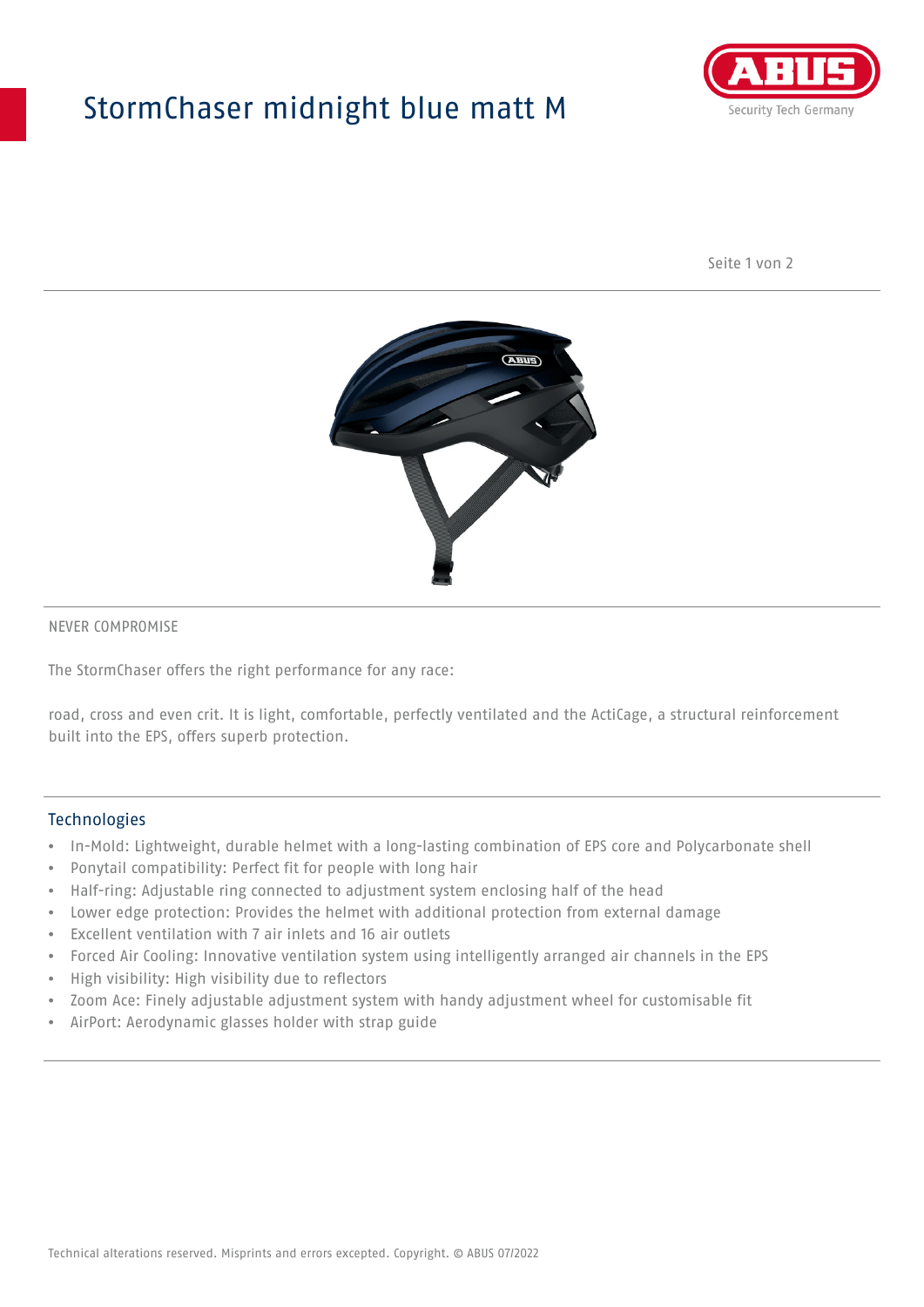# StormChaser midnight blue matt M

NEVER COMPROMISE

The StormChaser offers the right performance for any race:

road, cross and even crit. It is light, comfortable, perfectly ventilated and the ActiCage, a structural reinforcement built into the EPS, offers superb protection.

## Technologies

- In-Mold: Lightweight, durable helmet with a long-lasting combination of EPS core and Polycarbonate shell
- Ponytail compatibility: Perfect fit for people with long hair
- Half-ring: Adjustable ring connected to adjustment system enclosing half of the head
- Lower edge protection: Provides the helmet with additional protection from external damage
- Excellent ventilation with 7 air inlets and 16 air outlets
- Forced Air Cooling: Innovative ventilation system using intelligently arranged air channels in the EPS
- High visibility: High visibility due to reflectors
- Zoom Ace: Finely adjustable adjustment system with handy adjustment wheel for customisable fit
- AirPort: Aerodynamic glasses holder with strap guide

Technical alterations reserved. Misprints and errors excepted. Copyright. © ABUS 07/2022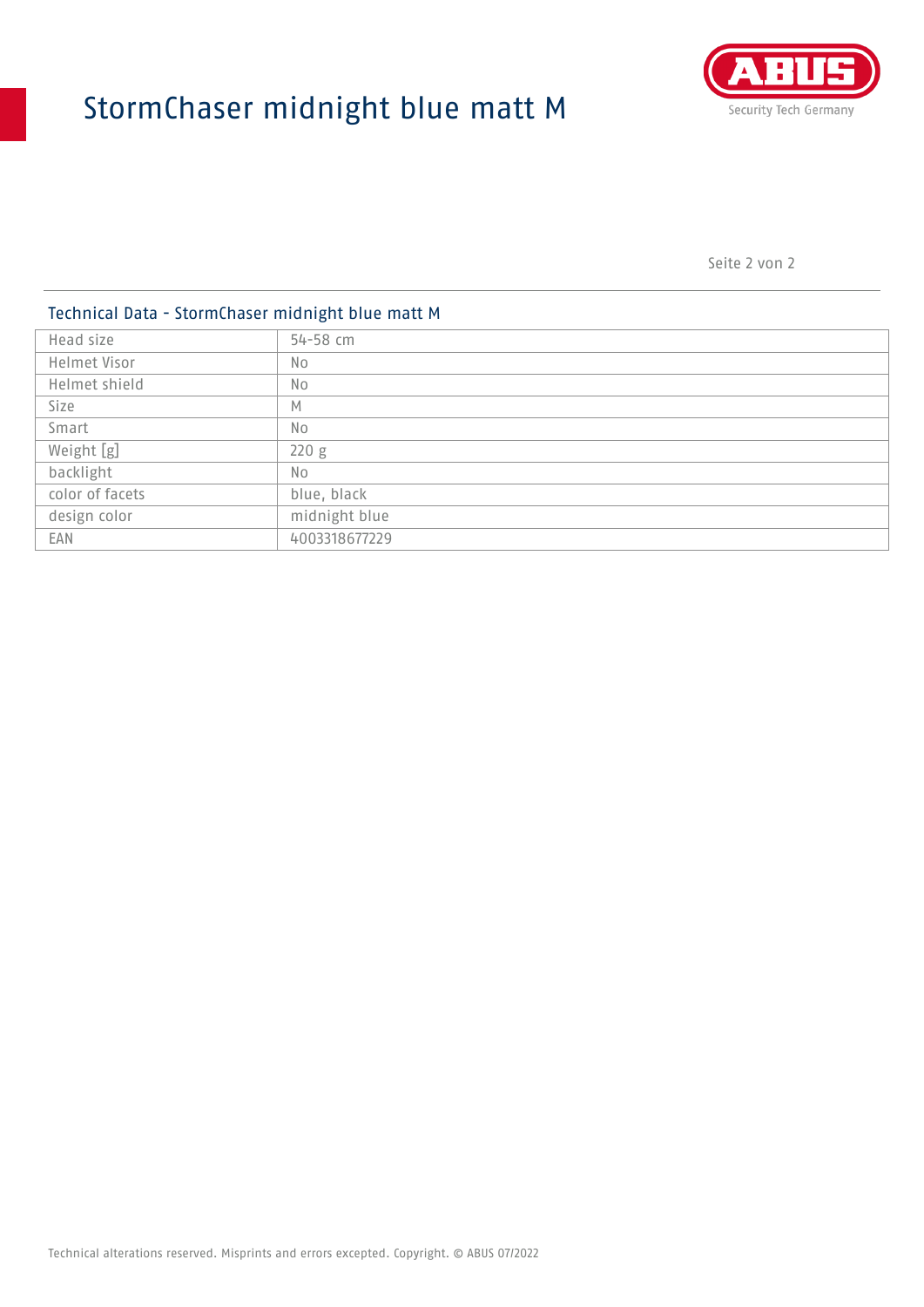# StormChaser midnight blue matt M

## Technical Data - StormChaser midnight blue matt M

| | |
|---|---|
| Head size | 54-58 cm |
| Helmet Visor | No |
| Helmet shield | No |
| Size | M |
| Smart | No |
| Weight [g] | 220 g |
| backlight | No |
| color of facets | blue, black |
| design color | midnight blue |
| EAN | 4003318677229 |

Technical alterations reserved. Misprints and errors excepted. Copyright. © ABUS 07/2022